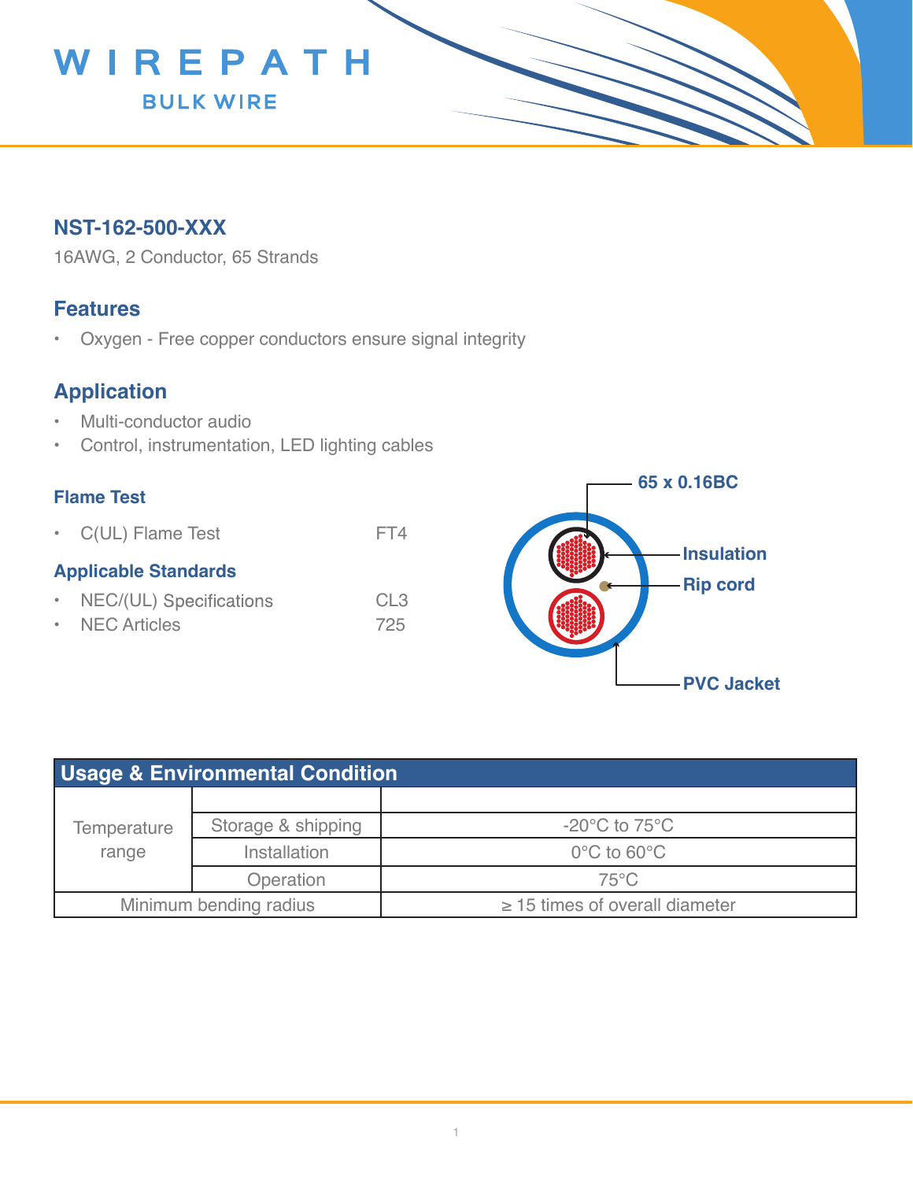# WIREPATH BULK WIRE

## NST-162-500-XXX

16AWG, 2 Conductor, 65 Strands

## Features

- Oxygen - Free copper conductors ensure signal integrity

## Application

- Multi-conductor audio
- Control, instrumentation, LED lighting cables

### Flame Test

- C(UL) Flame Test FT4

### Applicable Standards

- NEC/(UL) Specifications CL3
- NEC Articles 725

65 x 0.16BC

Insulation

Rip cord

PVC Jacket

| Usage & Environmental Condition | | |
|---|---|---|
| Temperature range | | |
| | Storage & shipping | -20°C to 75°C |
| | Installation | 0°C to 60°C |
| | Operation | 75°C |
| Minimum bending radius | | ≥ 15 times of overall diameter |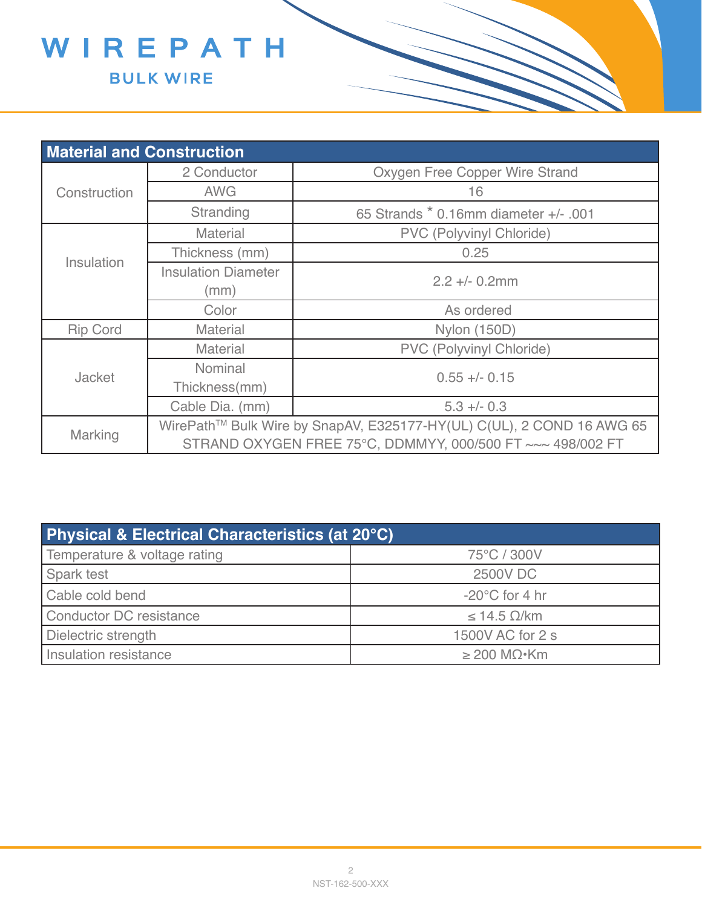WIREPATH

BULK WIRE

| Material and Construction | | |
|---|---|---|
| Construction | 2 Conductor | Oxygen Free Copper Wire Strand |
| | AWG | 16 |
| | Stranding | 65 Strands * 0.16mm diameter +/- .001 |
| Insulation | Material | PVC (Polyvinyl Chloride) |
| | Thickness (mm) | 0.25 |
| | Insulation Diameter (mm) | 2.2 +/- 0.2mm |
| | Color | As ordered |
| Rip Cord | Material | Nylon (150D) |
| Jacket | Material | PVC (Polyvinyl Chloride) |
| | Nominal Thickness(mm) | 0.55 +/- 0.15 |
| | Cable Dia. (mm) | 5.3 +/- 0.3 |
| Marking | WirePath™ Bulk Wire by SnapAV, E325177-HY(UL) C(UL), 2 COND 16 AWG 65 STRAND OXYGEN FREE 75°C, DDMMYY, 000/500 FT ~~~ 498/002 FT | |

| Physical & Electrical Characteristics (at 20°C) | |
|---|---|
| Temperature & voltage rating | 75°C / 300V |
| Spark test | 2500V DC |
| Cable cold bend | -20°C for 4 hr |
| Conductor DC resistance | ≤ 14.5 Ω/km |
| Dielectric strength | 1500V AC for 2 s |
| Insulation resistance | ≥ 200 MΩ•Km |

NST-162-500-XXX